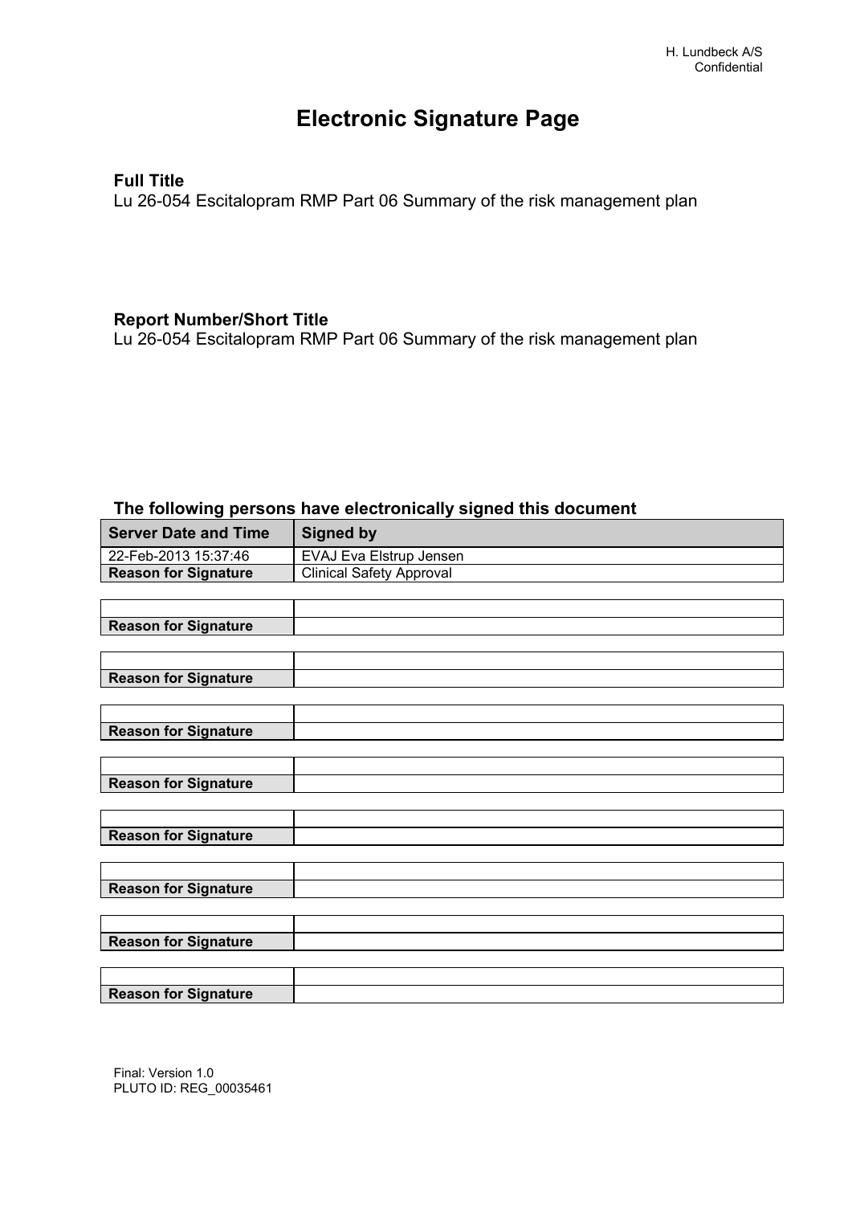H. Lundbeck A/S
Confidential

# Electronic Signature Page

**Full Title**
Lu 26-054 Escitalopram RMP Part 06 Summary of the risk management plan

**Report Number/Short Title**
Lu 26-054 Escitalopram RMP Part 06 Summary of the risk management plan

### The following persons have electronically signed this document

| Server Date and Time | Signed by |
|---|---|
| 22-Feb-2013 15:37:46 | EVAJ Eva Elstrup Jensen |
| **Reason for Signature** | Clinical Safety Approval |

| | |
|---|---|
| **Reason for Signature** | |

| | |
|---|---|
| **Reason for Signature** | |

| | |
|---|---|
| **Reason for Signature** | |

| | |
|---|---|
| **Reason for Signature** | |

| | |
|---|---|
| **Reason for Signature** | |

| | |
|---|---|
| **Reason for Signature** | |

| | |
|---|---|
| **Reason for Signature** | |

| | |
|---|---|
| **Reason for Signature** | |

Final: Version 1.0
PLUTO ID: REG_00035461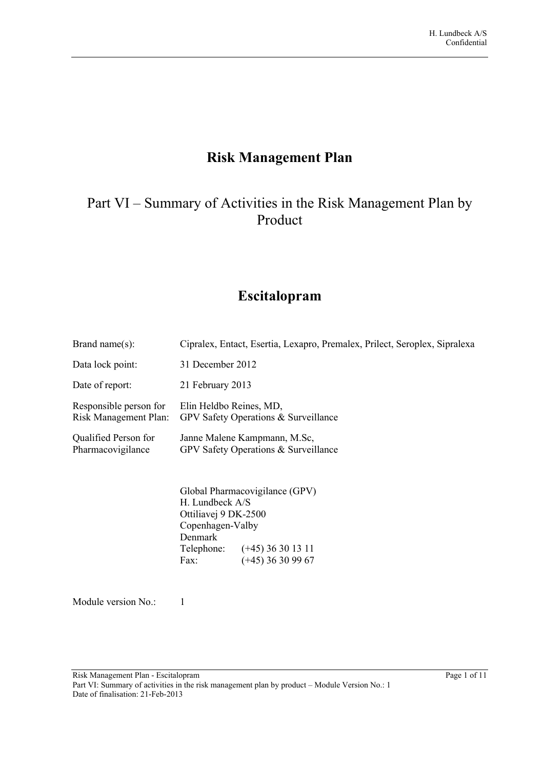# Risk Management Plan

## Part VI – Summary of Activities in the Risk Management Plan by Product

# Escitalopram

| | |
|---|---|
| Brand name(s): | Cipralex, Entact, Esertia, Lexapro, Premalex, Prilect, Seroplex, Sipralexa |
| Data lock point: | 31 December 2012 |
| Date of report: | 21 February 2013 |
| Responsible person for Risk Management Plan: | Elin Heldbo Reines, MD, GPV Safety Operations & Surveillance |
| Qualified Person for Pharmacovigilance | Janne Malene Kampmann, M.Sc, GPV Safety Operations & Surveillance |

Global Pharmacovigilance (GPV)
H. Lundbeck A/S
Ottiliavej 9 DK-2500
Copenhagen-Valby
Denmark
Telephone: (+45) 36 30 13 11
Fax: (+45) 36 30 99 67

Module version No.: 1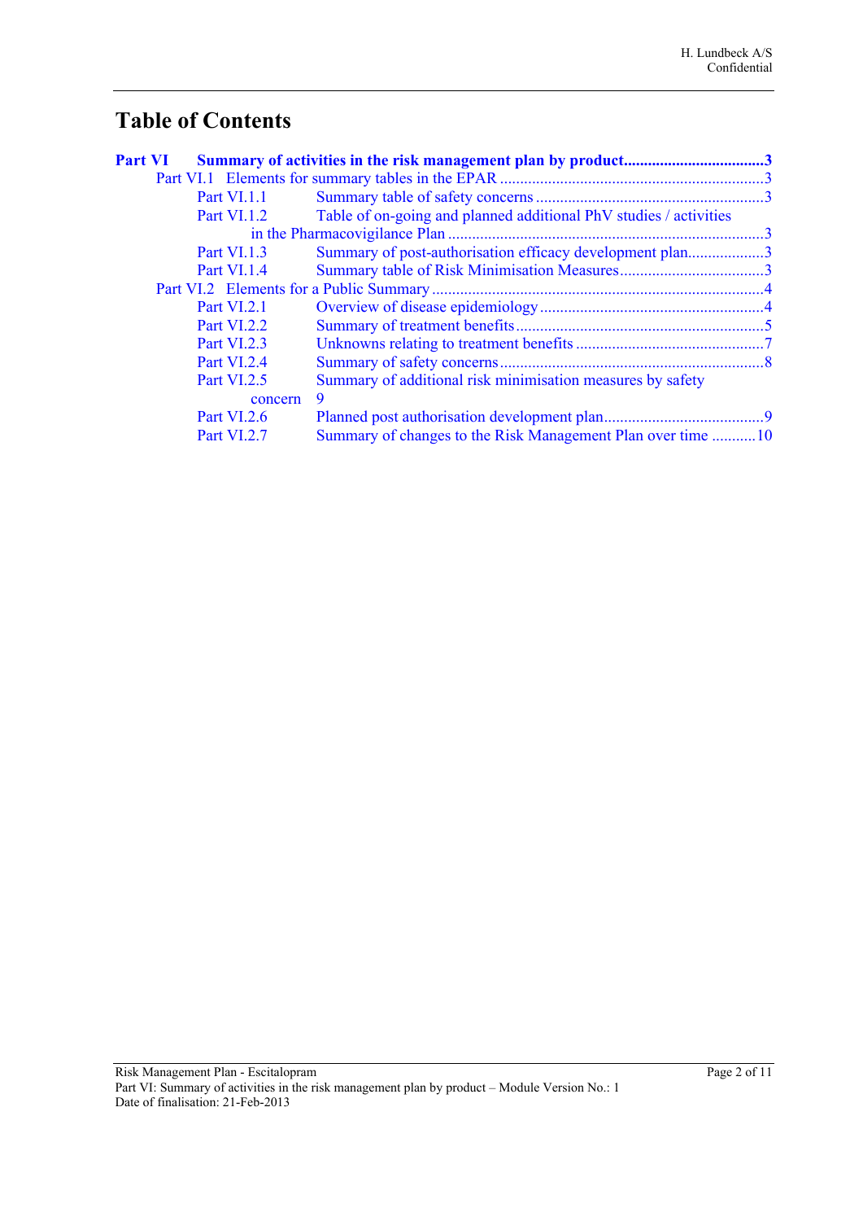# Table of Contents

**Part VI Summary of activities in the risk management plan by product ....................................3**

- Part VI.1 Elements for summary tables in the EPAR ..................................................................3
  - Part VI.1.1 Summary table of safety concerns ..........................................................3
  - Part VI.1.2 Table of on-going and planned additional PhV studies / activities in the Pharmacovigilance Plan ..............................................................................3
  - Part VI.1.3 Summary of post-authorisation efficacy development plan...................3
  - Part VI.1.4 Summary table of Risk Minimisation Measures....................................3
- Part VI.2 Elements for a Public Summary ...................................................................................4
  - Part VI.2.1 Overview of disease epidemiology........................................................4
  - Part VI.2.2 Summary of treatment benefits..............................................................5
  - Part VI.2.3 Unknowns relating to treatment benefits ...............................................7
  - Part VI.2.4 Summary of safety concerns..................................................................8
  - Part VI.2.5 Summary of additional risk minimisation measures by safety concern 9
  - Part VI.2.6 Planned post authorisation development plan........................................9
  - Part VI.2.7 Summary of changes to the Risk Management Plan over time ...........10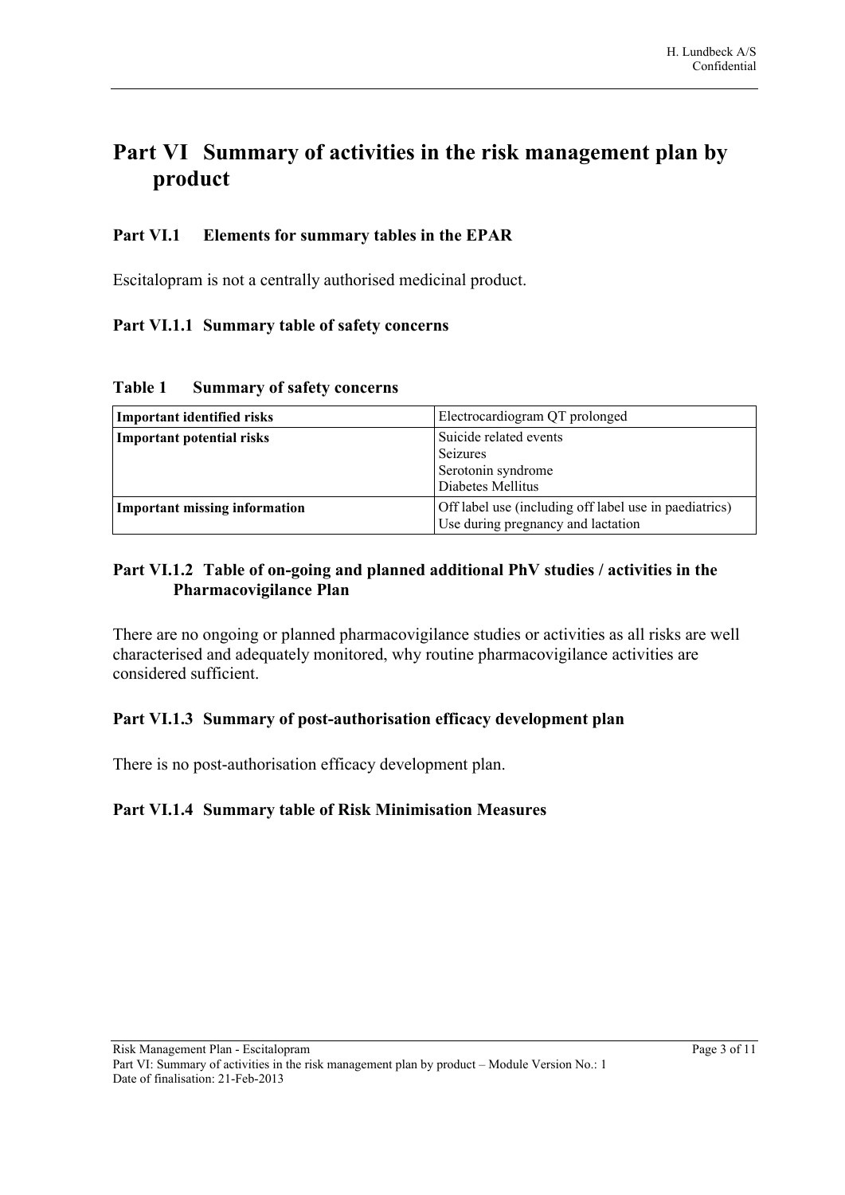# Part VI Summary of activities in the risk management plan by product

## Part VI.1 Elements for summary tables in the EPAR

Escitalopram is not a centrally authorised medicinal product.

### Part VI.1.1 Summary table of safety concerns

**Table 1 Summary of safety concerns**

| | |
|---|---|
| **Important identified risks** | Electrocardiogram QT prolonged |
| **Important potential risks** | Suicide related events<br>Seizures<br>Serotonin syndrome<br>Diabetes Mellitus |
| **Important missing information** | Off label use (including off label use in paediatrics)<br>Use during pregnancy and lactation |

### Part VI.1.2 Table of on-going and planned additional PhV studies / activities in the Pharmacovigilance Plan

There are no ongoing or planned pharmacovigilance studies or activities as all risks are well characterised and adequately monitored, why routine pharmacovigilance activities are considered sufficient.

### Part VI.1.3 Summary of post-authorisation efficacy development plan

There is no post-authorisation efficacy development plan.

### Part VI.1.4 Summary table of Risk Minimisation Measures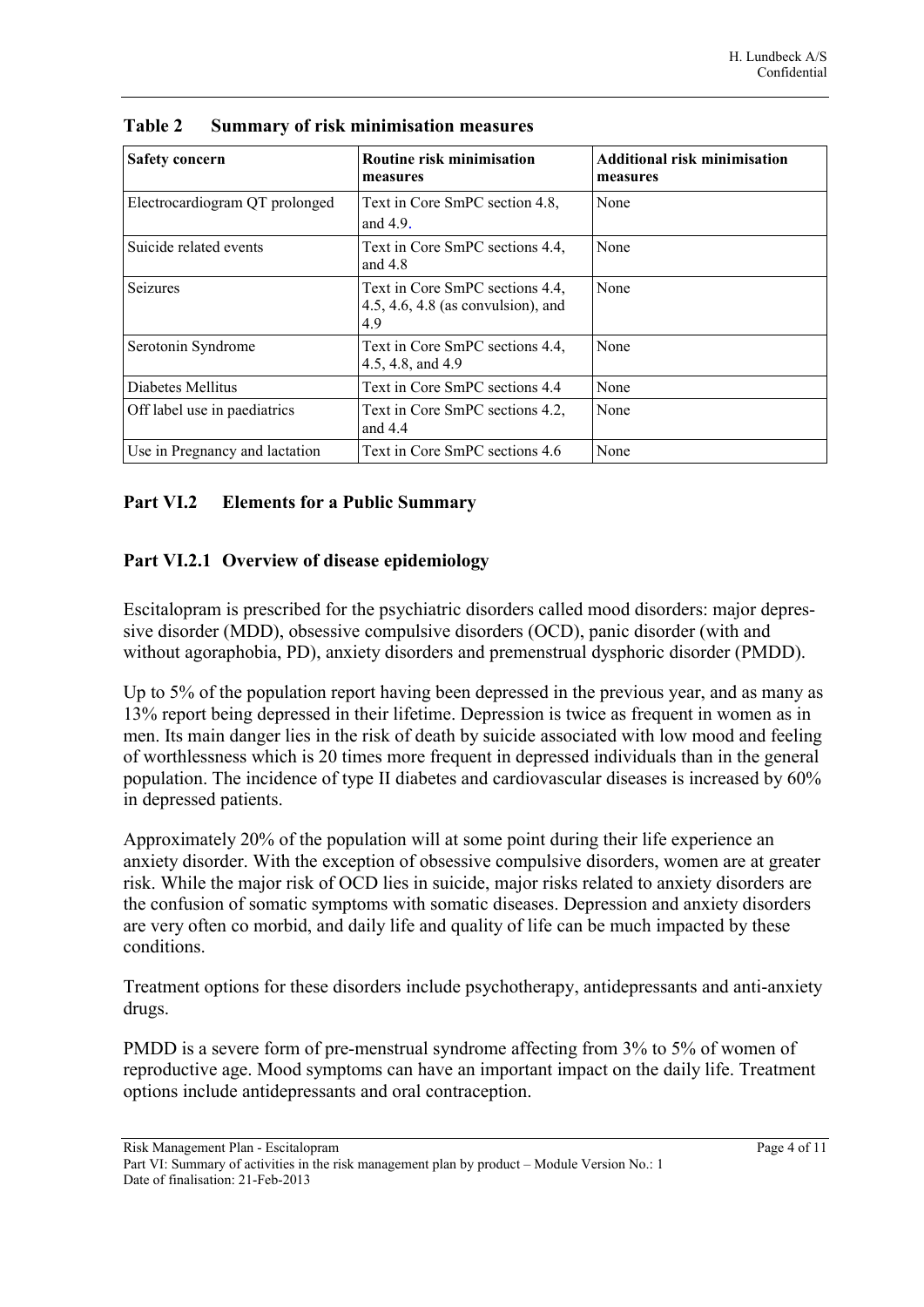**Table 2 Summary of risk minimisation measures**

| Safety concern | Routine risk minimisation measures | Additional risk minimisation measures |
|---|---|---|
| Electrocardiogram QT prolonged | Text in Core SmPC section 4.8, and 4.9. | None |
| Suicide related events | Text in Core SmPC sections 4.4, and 4.8 | None |
| Seizures | Text in Core SmPC sections 4.4, 4.5, 4.6, 4.8 (as convulsion), and 4.9 | None |
| Serotonin Syndrome | Text in Core SmPC sections 4.4, 4.5, 4.8, and 4.9 | None |
| Diabetes Mellitus | Text in Core SmPC sections 4.4 | None |
| Off label use in paediatrics | Text in Core SmPC sections 4.2, and 4.4 | None |
| Use in Pregnancy and lactation | Text in Core SmPC sections 4.6 | None |

## Part VI.2 Elements for a Public Summary

### Part VI.2.1 Overview of disease epidemiology

Escitalopram is prescribed for the psychiatric disorders called mood disorders: major depressive disorder (MDD), obsessive compulsive disorders (OCD), panic disorder (with and without agoraphobia, PD), anxiety disorders and premenstrual dysphoric disorder (PMDD).

Up to 5% of the population report having been depressed in the previous year, and as many as 13% report being depressed in their lifetime. Depression is twice as frequent in women as in men. Its main danger lies in the risk of death by suicide associated with low mood and feeling of worthlessness which is 20 times more frequent in depressed individuals than in the general population. The incidence of type II diabetes and cardiovascular diseases is increased by 60% in depressed patients.

Approximately 20% of the population will at some point during their life experience an anxiety disorder. With the exception of obsessive compulsive disorders, women are at greater risk. While the major risk of OCD lies in suicide, major risks related to anxiety disorders are the confusion of somatic symptoms with somatic diseases. Depression and anxiety disorders are very often co morbid, and daily life and quality of life can be much impacted by these conditions.

Treatment options for these disorders include psychotherapy, antidepressants and anti-anxiety drugs.

PMDD is a severe form of pre-menstrual syndrome affecting from 3% to 5% of women of reproductive age. Mood symptoms can have an important impact on the daily life. Treatment options include antidepressants and oral contraception.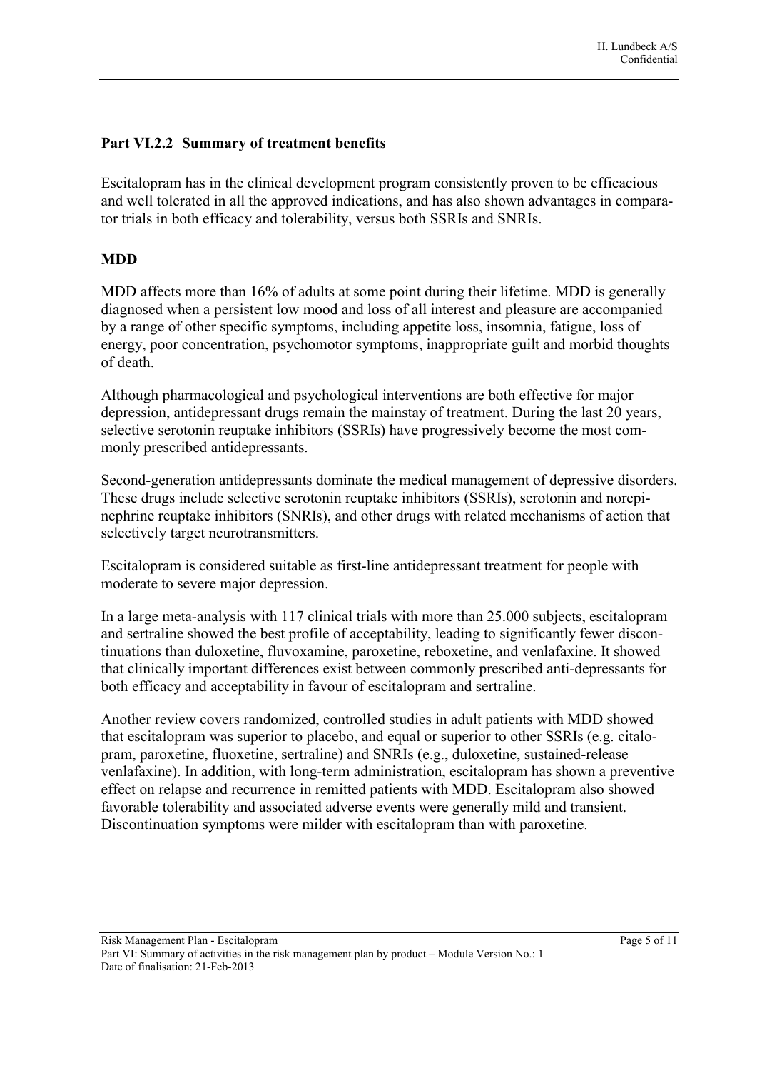## Part VI.2.2 Summary of treatment benefits

Escitalopram has in the clinical development program consistently proven to be efficacious and well tolerated in all the approved indications, and has also shown advantages in comparator trials in both efficacy and tolerability, versus both SSRIs and SNRIs.

### MDD

MDD affects more than 16% of adults at some point during their lifetime. MDD is generally diagnosed when a persistent low mood and loss of all interest and pleasure are accompanied by a range of other specific symptoms, including appetite loss, insomnia, fatigue, loss of energy, poor concentration, psychomotor symptoms, inappropriate guilt and morbid thoughts of death.

Although pharmacological and psychological interventions are both effective for major depression, antidepressant drugs remain the mainstay of treatment. During the last 20 years, selective serotonin reuptake inhibitors (SSRIs) have progressively become the most commonly prescribed antidepressants.

Second-generation antidepressants dominate the medical management of depressive disorders. These drugs include selective serotonin reuptake inhibitors (SSRIs), serotonin and norepinephrine reuptake inhibitors (SNRIs), and other drugs with related mechanisms of action that selectively target neurotransmitters.

Escitalopram is considered suitable as first-line antidepressant treatment for people with moderate to severe major depression.

In a large meta-analysis with 117 clinical trials with more than 25.000 subjects, escitalopram and sertraline showed the best profile of acceptability, leading to significantly fewer discontinuations than duloxetine, fluvoxamine, paroxetine, reboxetine, and venlafaxine. It showed that clinically important differences exist between commonly prescribed anti-depressants for both efficacy and acceptability in favour of escitalopram and sertraline.

Another review covers randomized, controlled studies in adult patients with MDD showed that escitalopram was superior to placebo, and equal or superior to other SSRIs (e.g. citalopram, paroxetine, fluoxetine, sertraline) and SNRIs (e.g., duloxetine, sustained-release venlafaxine). In addition, with long-term administration, escitalopram has shown a preventive effect on relapse and recurrence in remitted patients with MDD. Escitalopram also showed favorable tolerability and associated adverse events were generally mild and transient. Discontinuation symptoms were milder with escitalopram than with paroxetine.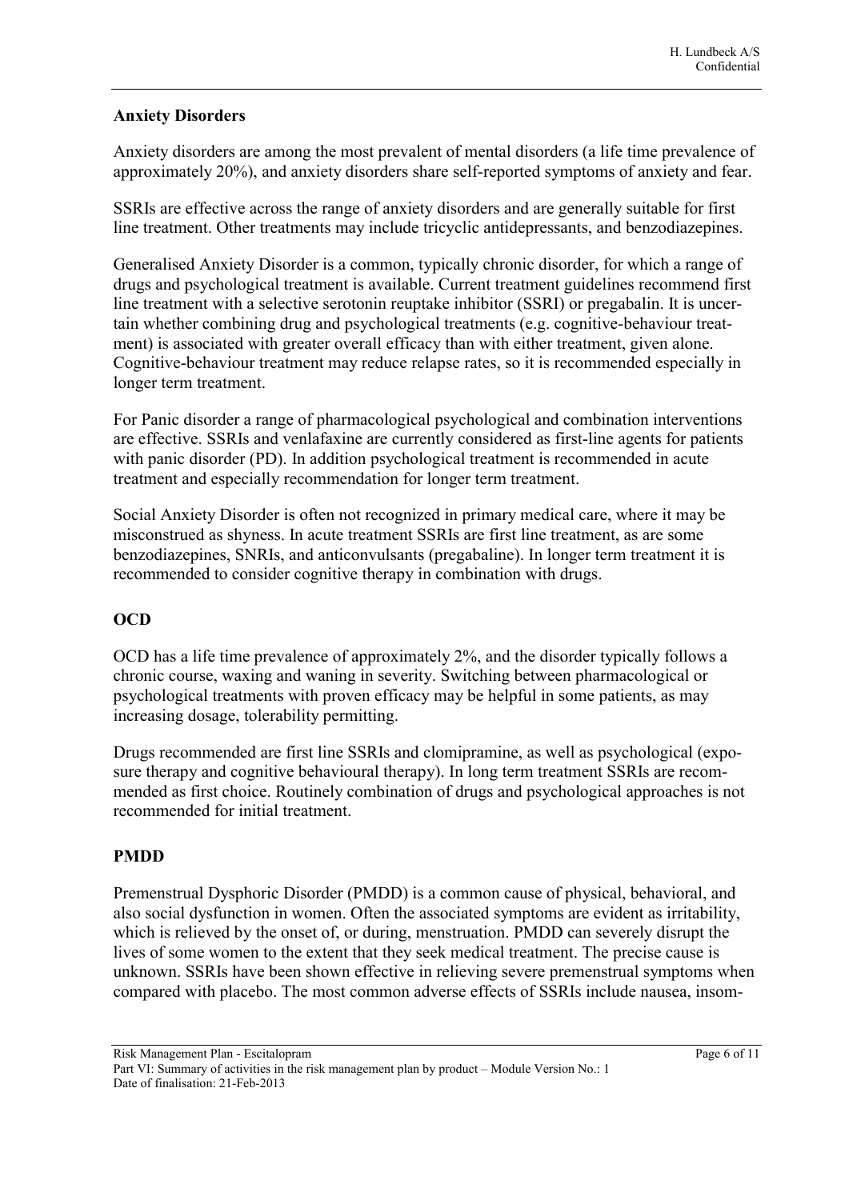## Anxiety Disorders

Anxiety disorders are among the most prevalent of mental disorders (a life time prevalence of approximately 20%), and anxiety disorders share self-reported symptoms of anxiety and fear.

SSRIs are effective across the range of anxiety disorders and are generally suitable for first line treatment. Other treatments may include tricyclic antidepressants, and benzodiazepines.

Generalised Anxiety Disorder is a common, typically chronic disorder, for which a range of drugs and psychological treatment is available. Current treatment guidelines recommend first line treatment with a selective serotonin reuptake inhibitor (SSRI) or pregabalin. It is uncertain whether combining drug and psychological treatments (e.g. cognitive-behaviour treatment) is associated with greater overall efficacy than with either treatment, given alone. Cognitive-behaviour treatment may reduce relapse rates, so it is recommended especially in longer term treatment.

For Panic disorder a range of pharmacological psychological and combination interventions are effective. SSRIs and venlafaxine are currently considered as first-line agents for patients with panic disorder (PD). In addition psychological treatment is recommended in acute treatment and especially recommendation for longer term treatment.

Social Anxiety Disorder is often not recognized in primary medical care, where it may be misconstrued as shyness. In acute treatment SSRIs are first line treatment, as are some benzodiazepines, SNRIs, and anticonvulsants (pregabaline). In longer term treatment it is recommended to consider cognitive therapy in combination with drugs.

## OCD

OCD has a life time prevalence of approximately 2%, and the disorder typically follows a chronic course, waxing and waning in severity. Switching between pharmacological or psychological treatments with proven efficacy may be helpful in some patients, as may increasing dosage, tolerability permitting.

Drugs recommended are first line SSRIs and clomipramine, as well as psychological (exposure therapy and cognitive behavioural therapy). In long term treatment SSRIs are recommended as first choice. Routinely combination of drugs and psychological approaches is not recommended for initial treatment.

## PMDD

Premenstrual Dysphoric Disorder (PMDD) is a common cause of physical, behavioral, and also social dysfunction in women. Often the associated symptoms are evident as irritability, which is relieved by the onset of, or during, menstruation. PMDD can severely disrupt the lives of some women to the extent that they seek medical treatment. The precise cause is unknown. SSRIs have been shown effective in relieving severe premenstrual symptoms when compared with placebo. The most common adverse effects of SSRIs include nausea, insom-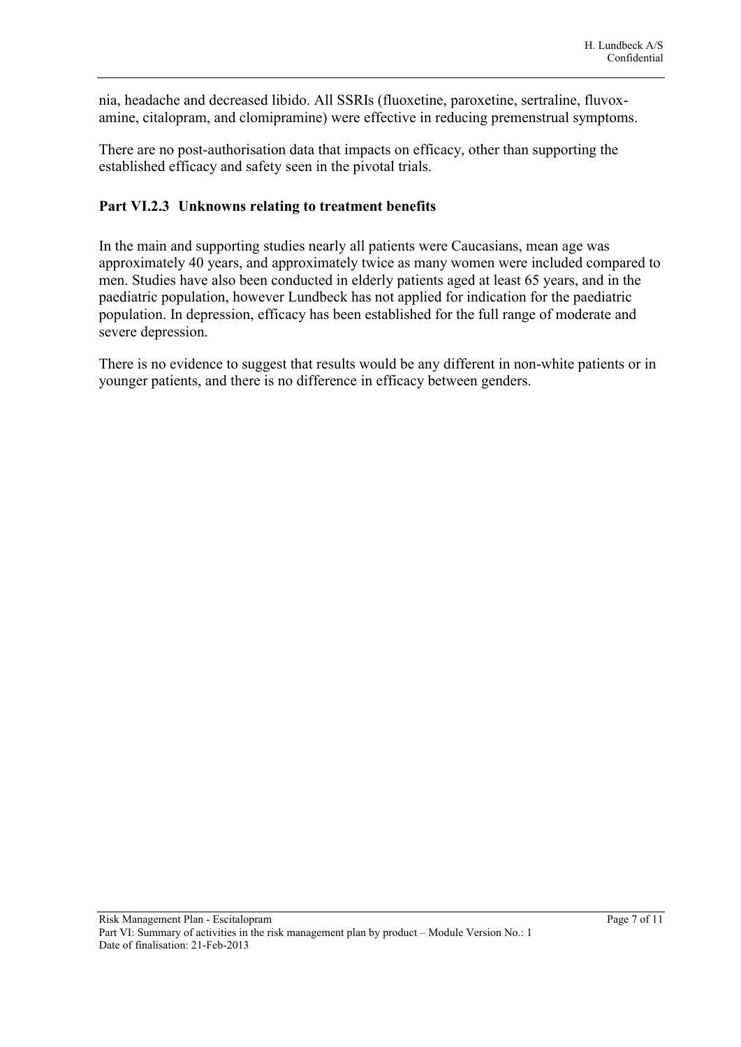nia, headache and decreased libido. All SSRIs (fluoxetine, paroxetine, sertraline, fluvoxamine, citalopram, and clomipramine) were effective in reducing premenstrual symptoms.

There are no post-authorisation data that impacts on efficacy, other than supporting the established efficacy and safety seen in the pivotal trials.

### Part VI.2.3 Unknowns relating to treatment benefits

In the main and supporting studies nearly all patients were Caucasians, mean age was approximately 40 years, and approximately twice as many women were included compared to men. Studies have also been conducted in elderly patients aged at least 65 years, and in the paediatric population, however Lundbeck has not applied for indication for the paediatric population. In depression, efficacy has been established for the full range of moderate and severe depression.

There is no evidence to suggest that results would be any different in non-white patients or in younger patients, and there is no difference in efficacy between genders.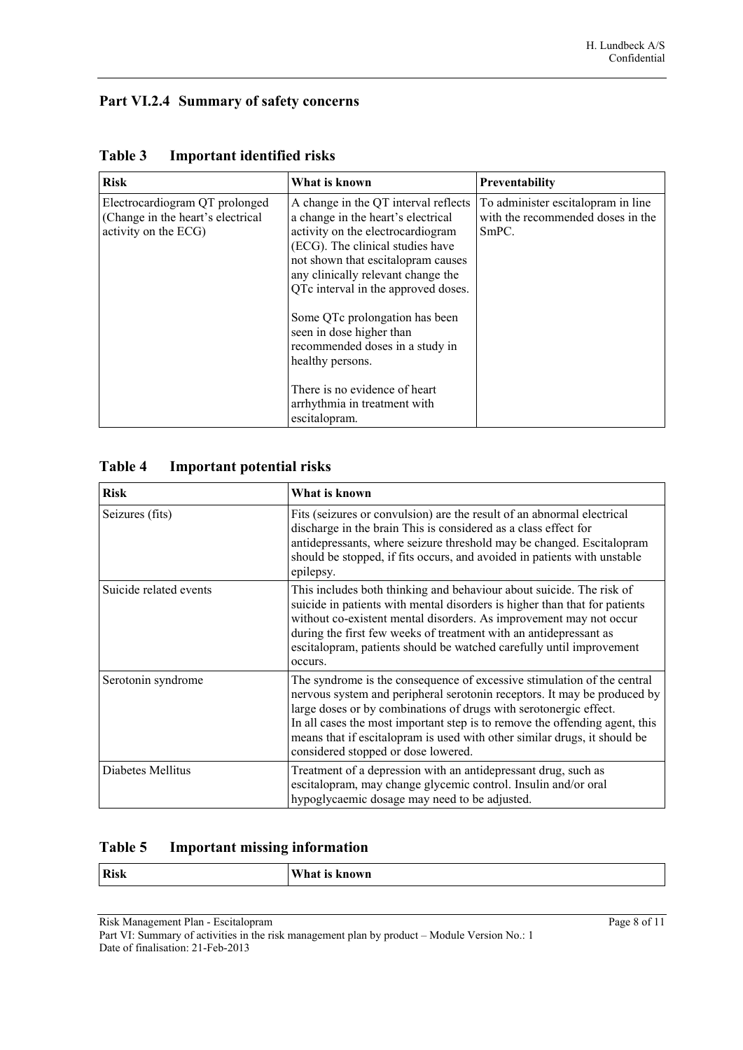## Part VI.2.4 Summary of safety concerns

### Table 3 Important identified risks

| Risk | What is known | Preventability |
|---|---|---|
| Electrocardiogram QT prolonged (Change in the heart's electrical activity on the ECG) | A change in the QT interval reflects a change in the heart's electrical activity on the electrocardiogram (ECG). The clinical studies have not shown that escitalopram causes any clinically relevant change the QTc interval in the approved doses.<br><br>Some QTc prolongation has been seen in dose higher than recommended doses in a study in healthy persons.<br><br>There is no evidence of heart arrhythmia in treatment with escitalopram. | To administer escitalopram in line with the recommended doses in the SmPC. |

### Table 4 Important potential risks

| Risk | What is known |
|---|---|
| Seizures (fits) | Fits (seizures or convulsion) are the result of an abnormal electrical discharge in the brain This is considered as a class effect for antidepressants, where seizure threshold may be changed. Escitalopram should be stopped, if fits occurs, and avoided in patients with unstable epilepsy. |
| Suicide related events | This includes both thinking and behaviour about suicide. The risk of suicide in patients with mental disorders is higher than that for patients without co-existent mental disorders. As improvement may not occur during the first few weeks of treatment with an antidepressant as escitalopram, patients should be watched carefully until improvement occurs. |
| Serotonin syndrome | The syndrome is the consequence of excessive stimulation of the central nervous system and peripheral serotonin receptors. It may be produced by large doses or by combinations of drugs with serotonergic effect.<br>In all cases the most important step is to remove the offending agent, this means that if escitalopram is used with other similar drugs, it should be considered stopped or dose lowered. |
| Diabetes Mellitus | Treatment of a depression with an antidepressant drug, such as escitalopram, may change glycemic control. Insulin and/or oral hypoglycaemic dosage may need to be adjusted. |

### Table 5 Important missing information

| Risk | What is known |
|---|---|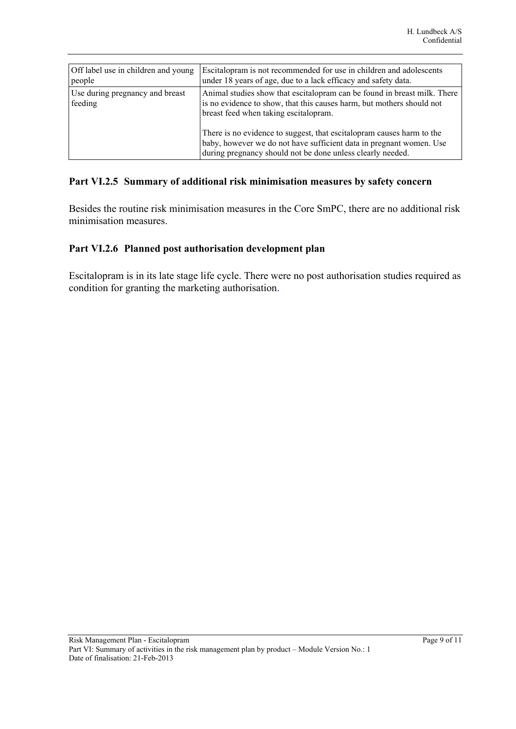| Off label use in children and young people | Escitalopram is not recommended for use in children and adolescents under 18 years of age, due to a lack efficacy and safety data. |
|---|---|
| Use during pregnancy and breast feeding | Animal studies show that escitalopram can be found in breast milk. There is no evidence to show, that this causes harm, but mothers should not breast feed when taking escitalopram.<br><br>There is no evidence to suggest, that escitalopram causes harm to the baby, however we do not have sufficient data in pregnant women. Use during pregnancy should not be done unless clearly needed. |

### Part VI.2.5 Summary of additional risk minimisation measures by safety concern

Besides the routine risk minimisation measures in the Core SmPC, there are no additional risk minimisation measures.

### Part VI.2.6 Planned post authorisation development plan

Escitalopram is in its late stage life cycle. There were no post authorisation studies required as condition for granting the marketing authorisation.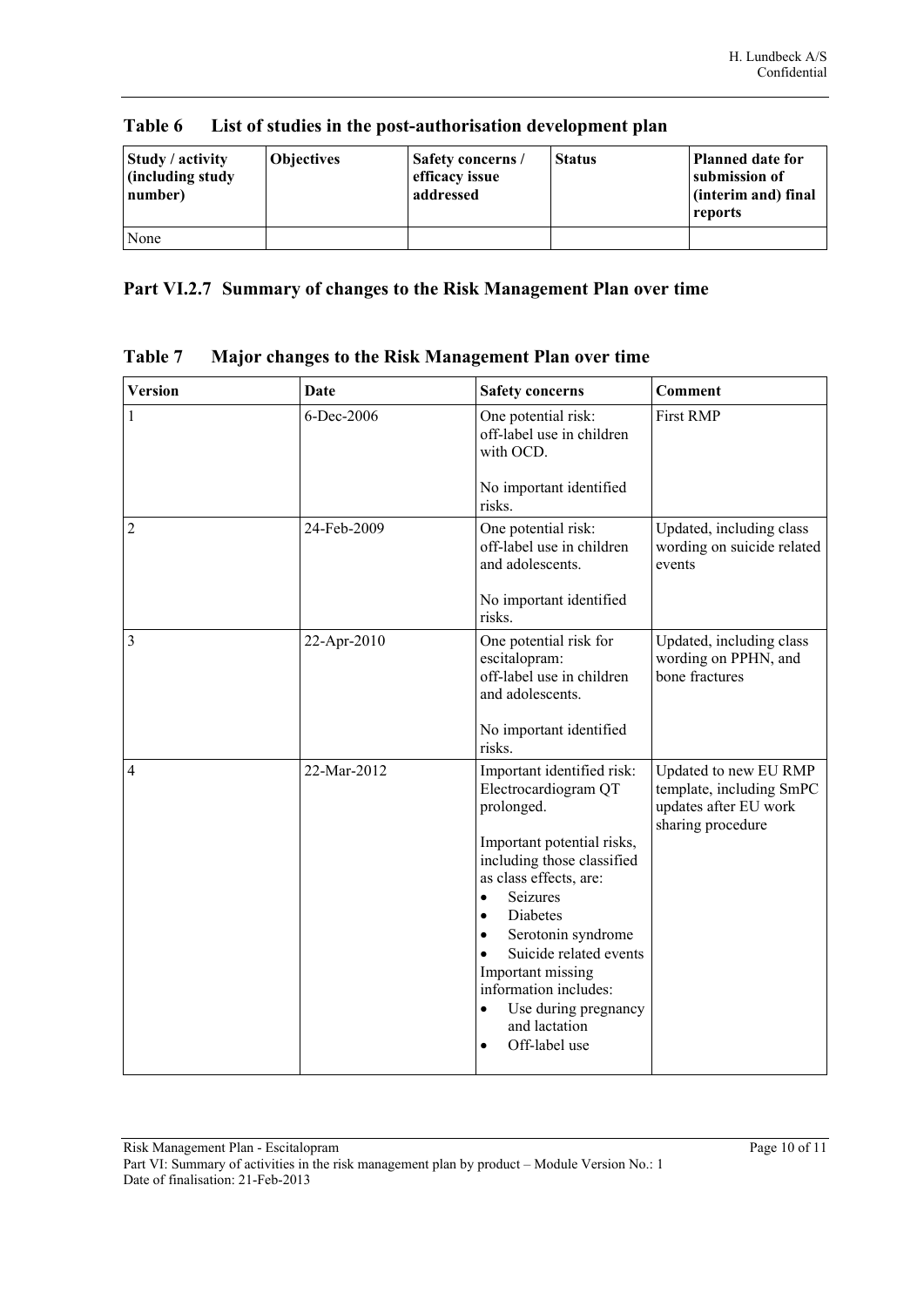**Table 6 List of studies in the post-authorisation development plan**

| Study / activity (including study number) | Objectives | Safety concerns / efficacy issue addressed | Status | Planned date for submission of (interim and) final reports |
|---|---|---|---|---|
| None | | | | |

## Part VI.2.7 Summary of changes to the Risk Management Plan over time

**Table 7 Major changes to the Risk Management Plan over time**

| Version | Date | Safety concerns | Comment |
|---|---|---|---|
| 1 | 6-Dec-2006 | One potential risk: off-label use in children with OCD.<br><br>No important identified risks. | First RMP |
| 2 | 24-Feb-2009 | One potential risk: off-label use in children and adolescents.<br><br>No important identified risks. | Updated, including class wording on suicide related events |
| 3 | 22-Apr-2010 | One potential risk for escitalopram: off-label use in children and adolescents.<br><br>No important identified risks. | Updated, including class wording on PPHN, and bone fractures |
| 4 | 22-Mar-2012 | Important identified risk: Electrocardiogram QT prolonged.<br><br>Important potential risks, including those classified as class effects, are:<br>• Seizures<br>• Diabetes<br>• Serotonin syndrome<br>• Suicide related events<br>Important missing information includes:<br>• Use during pregnancy and lactation<br>• Off-label use | Updated to new EU RMP template, including SmPC updates after EU work sharing procedure |